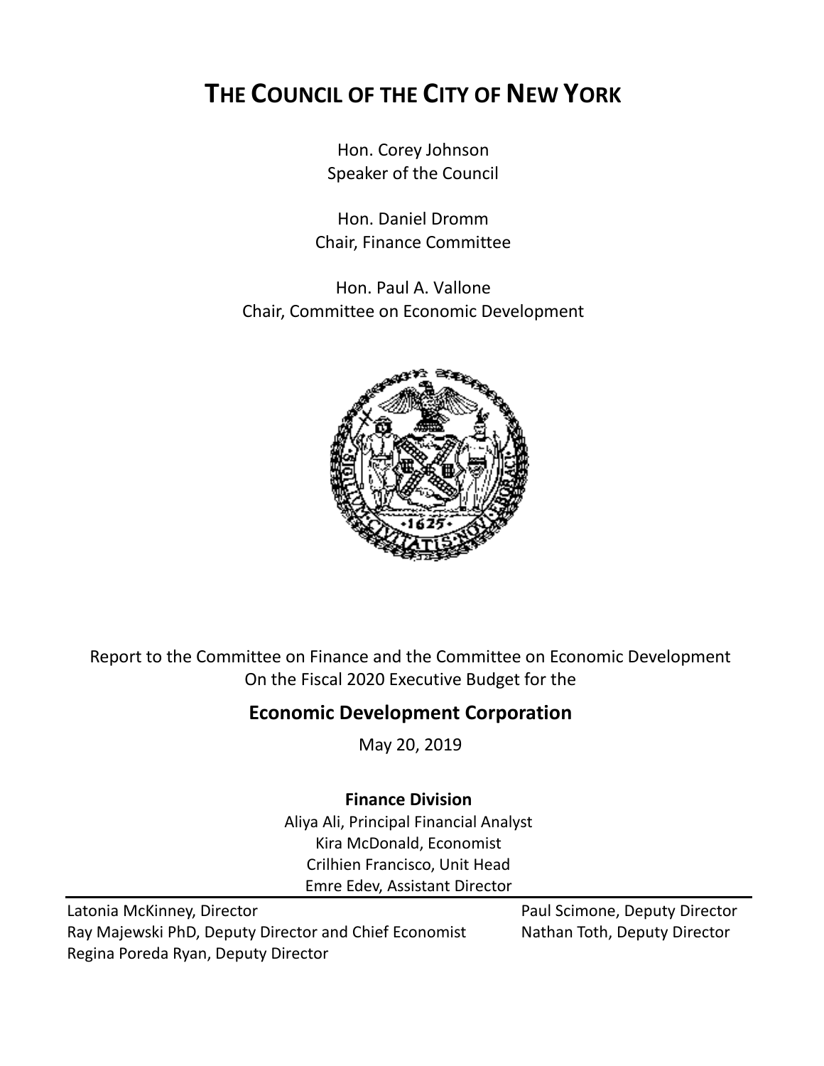# THE COUNCIL OF THE CITY OF NEW YORK

Hon. Corey Johnson
Speaker of the Council

Hon. Daniel Dromm
Chair, Finance Committee

Hon. Paul A. Vallone
Chair, Committee on Economic Development

Report to the Committee on Finance and the Committee on Economic Development
On the Fiscal 2020 Executive Budget for the

## Economic Development Corporation

May 20, 2019

**Finance Division**

Aliya Ali, Principal Financial Analyst
Kira McDonald, Economist
Crilhien Francisco, Unit Head
Emre Edev, Assistant Director

Latonia McKinney, Director
Ray Majewski PhD, Deputy Director and Chief Economist
Regina Poreda Ryan, Deputy Director
Paul Scimone, Deputy Director
Nathan Toth, Deputy Director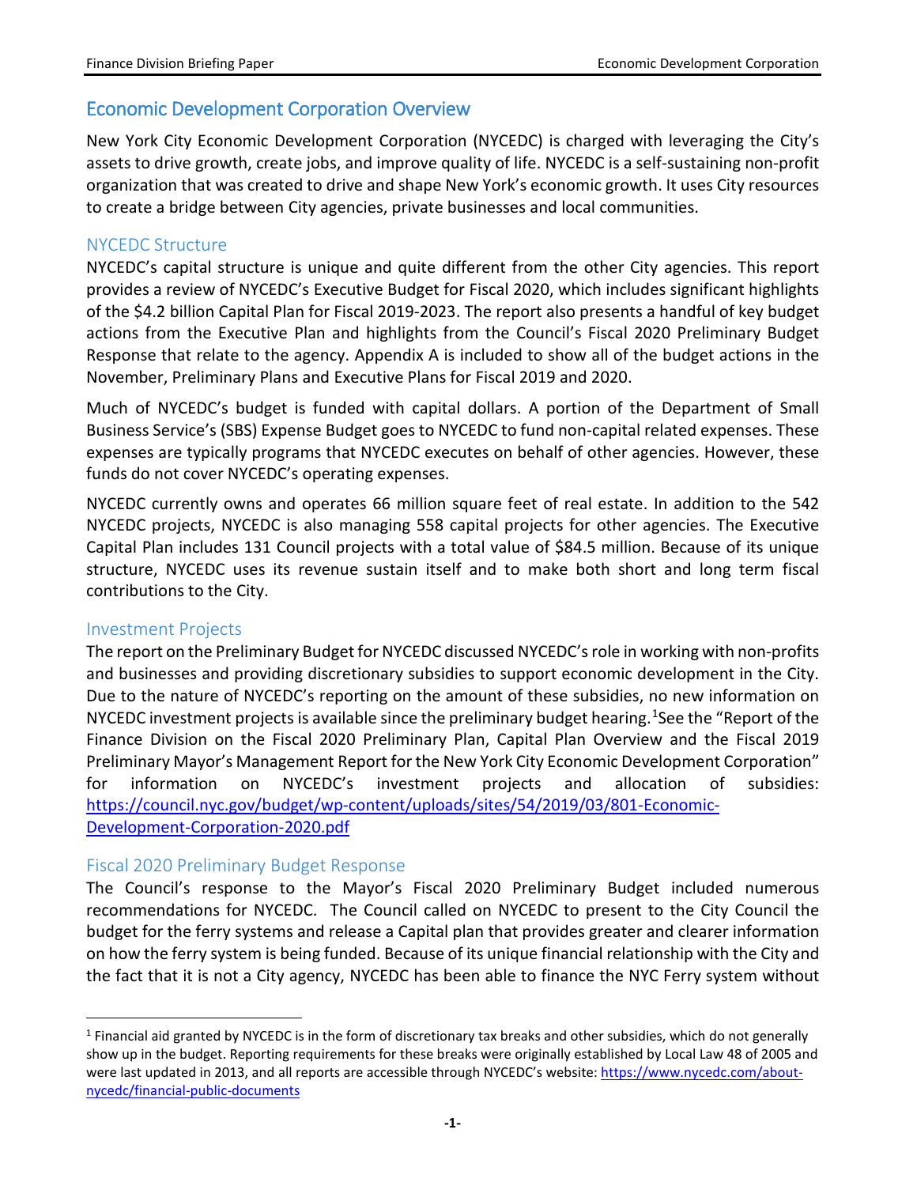## Economic Development Corporation Overview

New York City Economic Development Corporation (NYCEDC) is charged with leveraging the City's assets to drive growth, create jobs, and improve quality of life. NYCEDC is a self-sustaining non-profit organization that was created to drive and shape New York's economic growth. It uses City resources to create a bridge between City agencies, private businesses and local communities.

### NYCEDC Structure

NYCEDC's capital structure is unique and quite different from the other City agencies. This report provides a review of NYCEDC's Executive Budget for Fiscal 2020, which includes significant highlights of the $4.2 billion Capital Plan for Fiscal 2019-2023. The report also presents a handful of key budget actions from the Executive Plan and highlights from the Council's Fiscal 2020 Preliminary Budget Response that relate to the agency. Appendix A is included to show all of the budget actions in the November, Preliminary Plans and Executive Plans for Fiscal 2019 and 2020.

Much of NYCEDC's budget is funded with capital dollars. A portion of the Department of Small Business Service's (SBS) Expense Budget goes to NYCEDC to fund non-capital related expenses. These expenses are typically programs that NYCEDC executes on behalf of other agencies. However, these funds do not cover NYCEDC's operating expenses.

NYCEDC currently owns and operates 66 million square feet of real estate. In addition to the 542 NYCEDC projects, NYCEDC is also managing 558 capital projects for other agencies. The Executive Capital Plan includes 131 Council projects with a total value of $84.5 million. Because of its unique structure, NYCEDC uses its revenue sustain itself and to make both short and long term fiscal contributions to the City.

### Investment Projects

The report on the Preliminary Budget for NYCEDC discussed NYCEDC's role in working with non-profits and businesses and providing discretionary subsidies to support economic development in the City. Due to the nature of NYCEDC's reporting on the amount of these subsidies, no new information on NYCEDC investment projects is available since the preliminary budget hearing.[1] See the "Report of the Finance Division on the Fiscal 2020 Preliminary Plan, Capital Plan Overview and the Fiscal 2019 Preliminary Mayor's Management Report for the New York City Economic Development Corporation" for information on NYCEDC's investment projects and allocation of subsidies: https://council.nyc.gov/budget/wp-content/uploads/sites/54/2019/03/801-Economic-Development-Corporation-2020.pdf

### Fiscal 2020 Preliminary Budget Response

The Council's response to the Mayor's Fiscal 2020 Preliminary Budget included numerous recommendations for NYCEDC. The Council called on NYCEDC to present to the City Council the budget for the ferry systems and release a Capital plan that provides greater and clearer information on how the ferry system is being funded. Because of its unique financial relationship with the City and the fact that it is not a City agency, NYCEDC has been able to finance the NYC Ferry system without

---

[1] Financial aid granted by NYCEDC is in the form of discretionary tax breaks and other subsidies, which do not generally show up in the budget. Reporting requirements for these breaks were originally established by Local Law 48 of 2005 and were last updated in 2013, and all reports are accessible through NYCEDC's website: https://www.nycedc.com/about-nycedc/financial-public-documents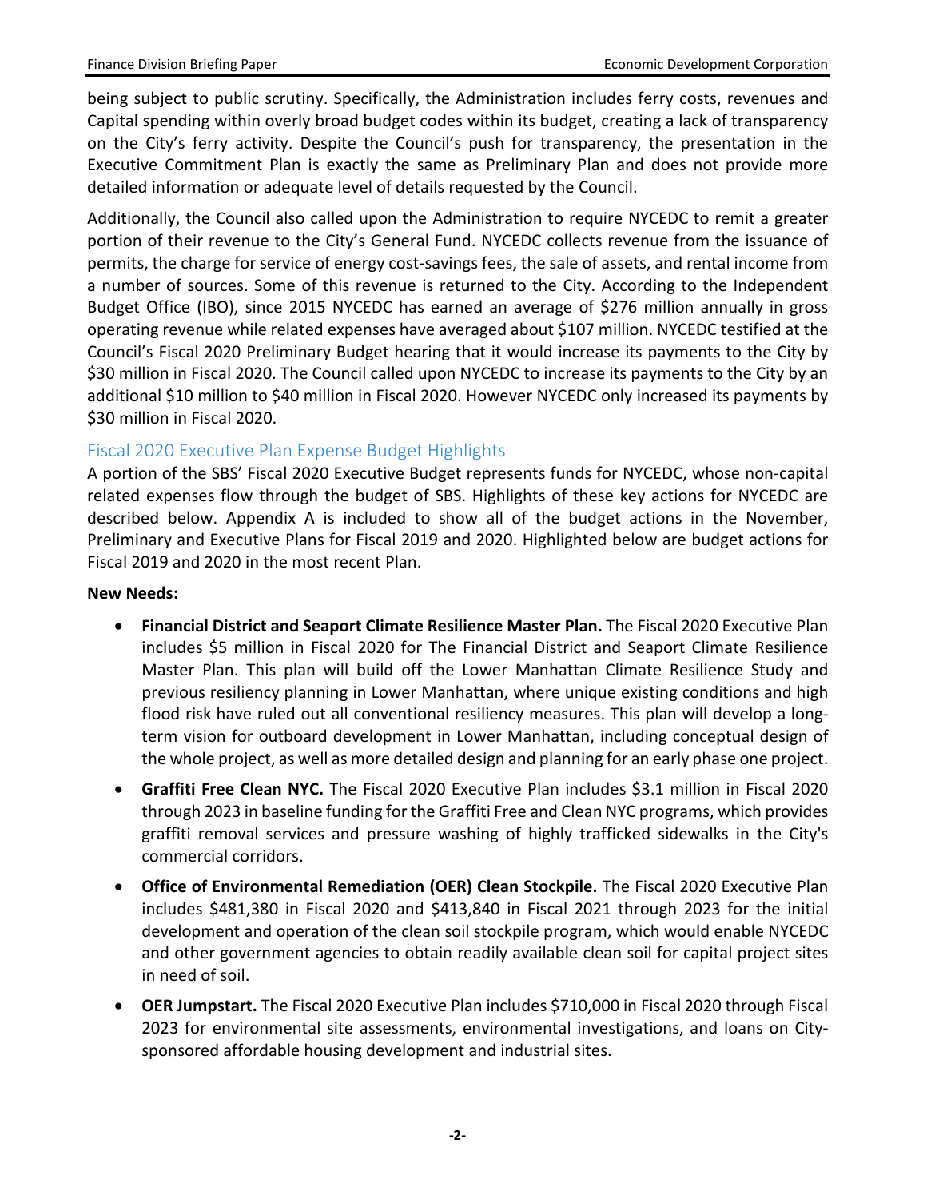being subject to public scrutiny. Specifically, the Administration includes ferry costs, revenues and Capital spending within overly broad budget codes within its budget, creating a lack of transparency on the City's ferry activity. Despite the Council's push for transparency, the presentation in the Executive Commitment Plan is exactly the same as Preliminary Plan and does not provide more detailed information or adequate level of details requested by the Council.

Additionally, the Council also called upon the Administration to require NYCEDC to remit a greater portion of their revenue to the City's General Fund. NYCEDC collects revenue from the issuance of permits, the charge for service of energy cost-savings fees, the sale of assets, and rental income from a number of sources. Some of this revenue is returned to the City. According to the Independent Budget Office (IBO), since 2015 NYCEDC has earned an average of $276 million annually in gross operating revenue while related expenses have averaged about $107 million. NYCEDC testified at the Council's Fiscal 2020 Preliminary Budget hearing that it would increase its payments to the City by $30 million in Fiscal 2020. The Council called upon NYCEDC to increase its payments to the City by an additional $10 million to $40 million in Fiscal 2020. However NYCEDC only increased its payments by $30 million in Fiscal 2020.

## Fiscal 2020 Executive Plan Expense Budget Highlights

A portion of the SBS' Fiscal 2020 Executive Budget represents funds for NYCEDC, whose non-capital related expenses flow through the budget of SBS. Highlights of these key actions for NYCEDC are described below. Appendix A is included to show all of the budget actions in the November, Preliminary and Executive Plans for Fiscal 2019 and 2020. Highlighted below are budget actions for Fiscal 2019 and 2020 in the most recent Plan.

**New Needs:**

- **Financial District and Seaport Climate Resilience Master Plan.** The Fiscal 2020 Executive Plan includes $5 million in Fiscal 2020 for The Financial District and Seaport Climate Resilience Master Plan. This plan will build off the Lower Manhattan Climate Resilience Study and previous resiliency planning in Lower Manhattan, where unique existing conditions and high flood risk have ruled out all conventional resiliency measures. This plan will develop a long-term vision for outboard development in Lower Manhattan, including conceptual design of the whole project, as well as more detailed design and planning for an early phase one project.
- **Graffiti Free Clean NYC.** The Fiscal 2020 Executive Plan includes $3.1 million in Fiscal 2020 through 2023 in baseline funding for the Graffiti Free and Clean NYC programs, which provides graffiti removal services and pressure washing of highly trafficked sidewalks in the City's commercial corridors.
- **Office of Environmental Remediation (OER) Clean Stockpile.** The Fiscal 2020 Executive Plan includes $481,380 in Fiscal 2020 and $413,840 in Fiscal 2021 through 2023 for the initial development and operation of the clean soil stockpile program, which would enable NYCEDC and other government agencies to obtain readily available clean soil for capital project sites in need of soil.
- **OER Jumpstart.** The Fiscal 2020 Executive Plan includes $710,000 in Fiscal 2020 through Fiscal 2023 for environmental site assessments, environmental investigations, and loans on City-sponsored affordable housing development and industrial sites.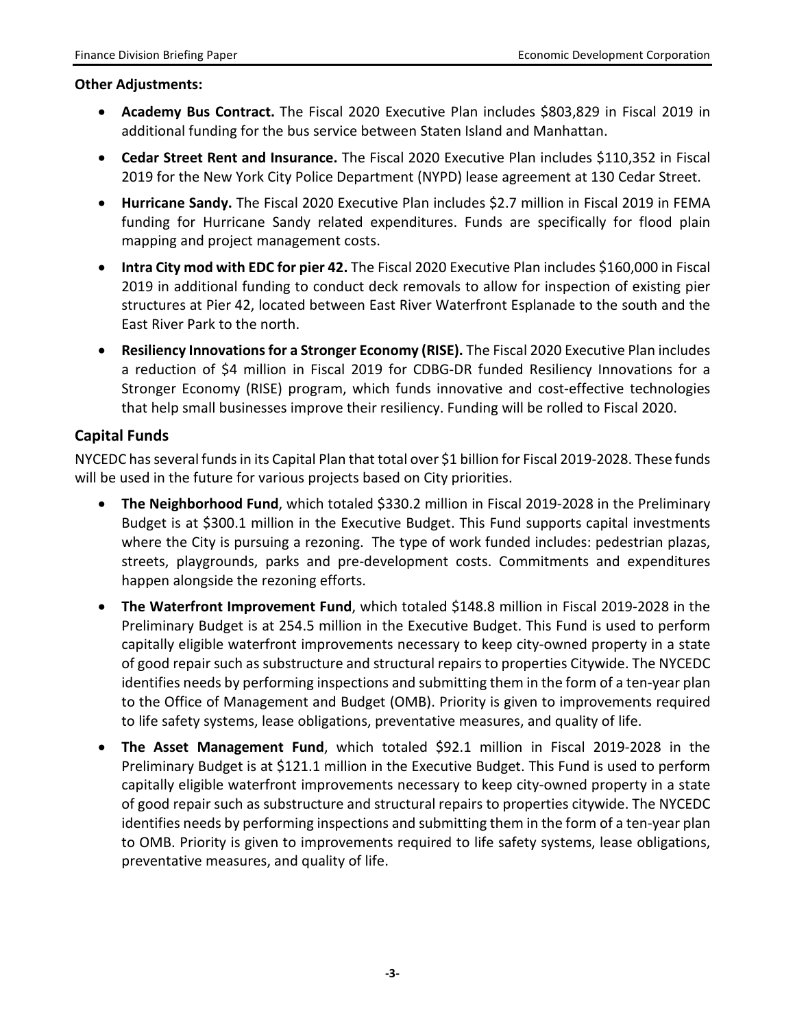**Other Adjustments:**

- **Academy Bus Contract.** The Fiscal 2020 Executive Plan includes $803,829 in Fiscal 2019 in additional funding for the bus service between Staten Island and Manhattan.
- **Cedar Street Rent and Insurance.** The Fiscal 2020 Executive Plan includes $110,352 in Fiscal 2019 for the New York City Police Department (NYPD) lease agreement at 130 Cedar Street.
- **Hurricane Sandy.** The Fiscal 2020 Executive Plan includes $2.7 million in Fiscal 2019 in FEMA funding for Hurricane Sandy related expenditures. Funds are specifically for flood plain mapping and project management costs.
- **Intra City mod with EDC for pier 42.** The Fiscal 2020 Executive Plan includes $160,000 in Fiscal 2019 in additional funding to conduct deck removals to allow for inspection of existing pier structures at Pier 42, located between East River Waterfront Esplanade to the south and the East River Park to the north.
- **Resiliency Innovations for a Stronger Economy (RISE).** The Fiscal 2020 Executive Plan includes a reduction of $4 million in Fiscal 2019 for CDBG-DR funded Resiliency Innovations for a Stronger Economy (RISE) program, which funds innovative and cost-effective technologies that help small businesses improve their resiliency. Funding will be rolled to Fiscal 2020.

## Capital Funds

NYCEDC has several funds in its Capital Plan that total over $1 billion for Fiscal 2019-2028. These funds will be used in the future for various projects based on City priorities.

- **The Neighborhood Fund**, which totaled $330.2 million in Fiscal 2019-2028 in the Preliminary Budget is at $300.1 million in the Executive Budget. This Fund supports capital investments where the City is pursuing a rezoning. The type of work funded includes: pedestrian plazas, streets, playgrounds, parks and pre-development costs. Commitments and expenditures happen alongside the rezoning efforts.
- **The Waterfront Improvement Fund**, which totaled $148.8 million in Fiscal 2019-2028 in the Preliminary Budget is at 254.5 million in the Executive Budget. This Fund is used to perform capitally eligible waterfront improvements necessary to keep city-owned property in a state of good repair such as substructure and structural repairs to properties Citywide. The NYCEDC identifies needs by performing inspections and submitting them in the form of a ten-year plan to the Office of Management and Budget (OMB). Priority is given to improvements required to life safety systems, lease obligations, preventative measures, and quality of life.
- **The Asset Management Fund**, which totaled $92.1 million in Fiscal 2019-2028 in the Preliminary Budget is at $121.1 million in the Executive Budget. This Fund is used to perform capitally eligible waterfront improvements necessary to keep city-owned property in a state of good repair such as substructure and structural repairs to properties citywide. The NYCEDC identifies needs by performing inspections and submitting them in the form of a ten-year plan to OMB. Priority is given to improvements required to life safety systems, lease obligations, preventative measures, and quality of life.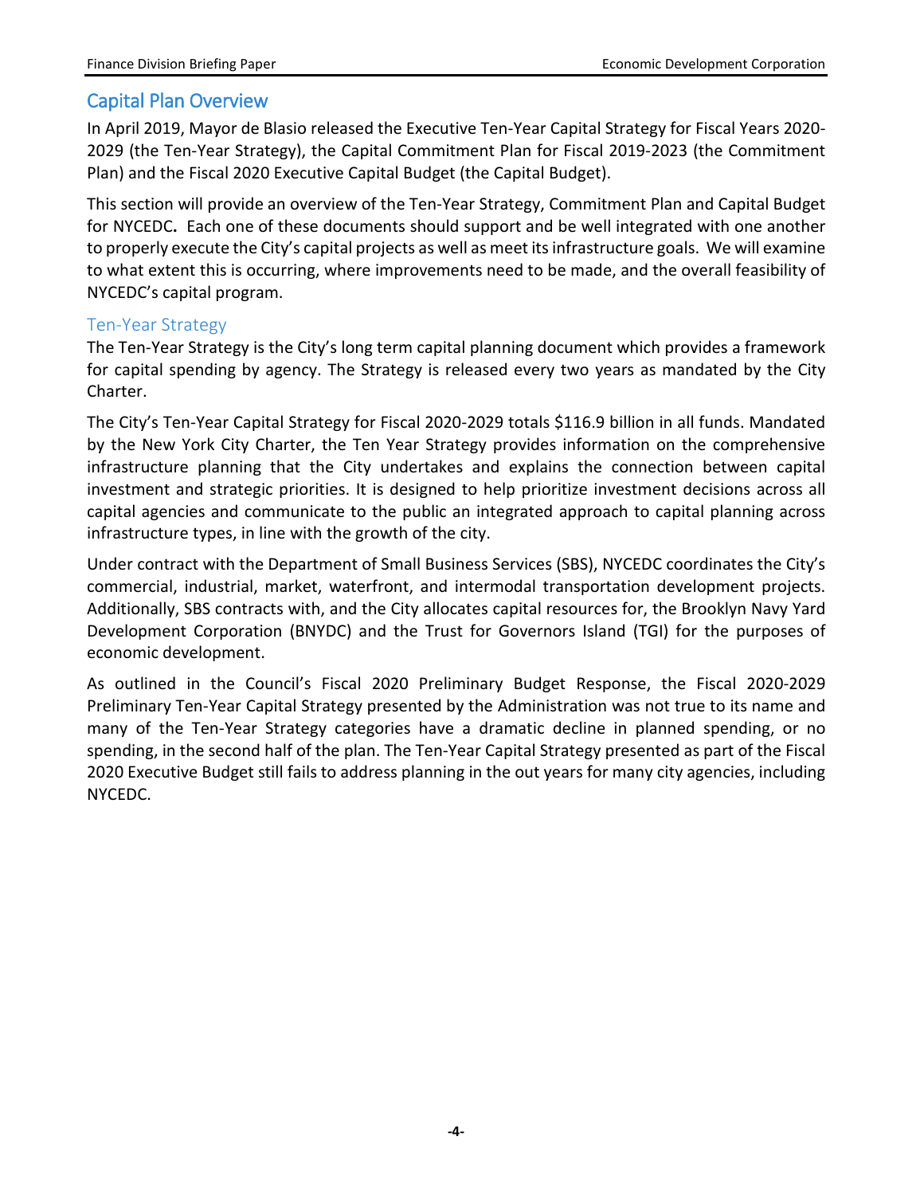## Capital Plan Overview

In April 2019, Mayor de Blasio released the Executive Ten-Year Capital Strategy for Fiscal Years 2020-2029 (the Ten-Year Strategy), the Capital Commitment Plan for Fiscal 2019-2023 (the Commitment Plan) and the Fiscal 2020 Executive Capital Budget (the Capital Budget).

This section will provide an overview of the Ten-Year Strategy, Commitment Plan and Capital Budget for NYCEDC**.** Each one of these documents should support and be well integrated with one another to properly execute the City's capital projects as well as meet its infrastructure goals. We will examine to what extent this is occurring, where improvements need to be made, and the overall feasibility of NYCEDC's capital program.

### Ten-Year Strategy

The Ten-Year Strategy is the City's long term capital planning document which provides a framework for capital spending by agency. The Strategy is released every two years as mandated by the City Charter.

The City's Ten-Year Capital Strategy for Fiscal 2020-2029 totals $116.9 billion in all funds. Mandated by the New York City Charter, the Ten Year Strategy provides information on the comprehensive infrastructure planning that the City undertakes and explains the connection between capital investment and strategic priorities. It is designed to help prioritize investment decisions across all capital agencies and communicate to the public an integrated approach to capital planning across infrastructure types, in line with the growth of the city.

Under contract with the Department of Small Business Services (SBS), NYCEDC coordinates the City's commercial, industrial, market, waterfront, and intermodal transportation development projects. Additionally, SBS contracts with, and the City allocates capital resources for, the Brooklyn Navy Yard Development Corporation (BNYDC) and the Trust for Governors Island (TGI) for the purposes of economic development.

As outlined in the Council's Fiscal 2020 Preliminary Budget Response, the Fiscal 2020-2029 Preliminary Ten-Year Capital Strategy presented by the Administration was not true to its name and many of the Ten-Year Strategy categories have a dramatic decline in planned spending, or no spending, in the second half of the plan. The Ten-Year Capital Strategy presented as part of the Fiscal 2020 Executive Budget still fails to address planning in the out years for many city agencies, including NYCEDC.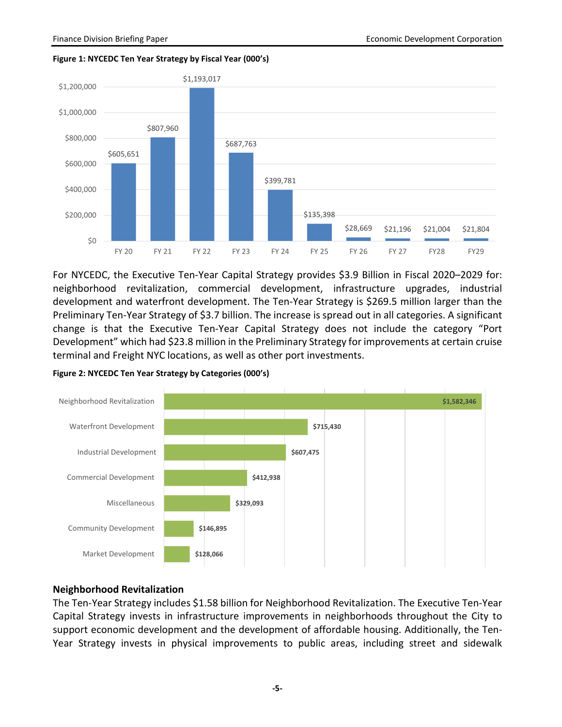**Figure 1: NYCEDC Ten Year Strategy by Fiscal Year (000's)**

| Fiscal Year | Amount |
|---|---|
| FY 20 | $605,651 |
| FY 21 | $807,960 |
| FY 22 | $1,193,017 |
| FY 23 | $687,763 |
| FY 24 | $399,781 |
| FY 25 | $135,398 |
| FY 26 | $28,669 |
| FY 27 | $21,196 |
| FY28 | $21,004 |
| FY29 | $21,804 |

For NYCEDC, the Executive Ten-Year Capital Strategy provides $3.9 Billion in Fiscal 2020–2029 for: neighborhood revitalization, commercial development, infrastructure upgrades, industrial development and waterfront development. The Ten-Year Strategy is $269.5 million larger than the Preliminary Ten-Year Strategy of $3.7 billion. The increase is spread out in all categories. A significant change is that the Executive Ten-Year Capital Strategy does not include the category "Port Development" which had $23.8 million in the Preliminary Strategy for improvements at certain cruise terminal and Freight NYC locations, as well as other port investments.

**Figure 2: NYCEDC Ten Year Strategy by Categories (000's)**

| Category | Amount |
|---|---|
| Neighborhood Revitalization | $1,582,346 |
| Waterfront Development | $715,430 |
| Industrial Development | $607,475 |
| Commercial Development | $412,938 |
| Miscellaneous | $329,093 |
| Community Development | $146,895 |
| Market Development | $128,066 |

## Neighborhood Revitalization

The Ten-Year Strategy includes $1.58 billion for Neighborhood Revitalization. The Executive Ten-Year Capital Strategy invests in infrastructure improvements in neighborhoods throughout the City to support economic development and the development of affordable housing. Additionally, the Ten-Year Strategy invests in physical improvements to public areas, including street and sidewalk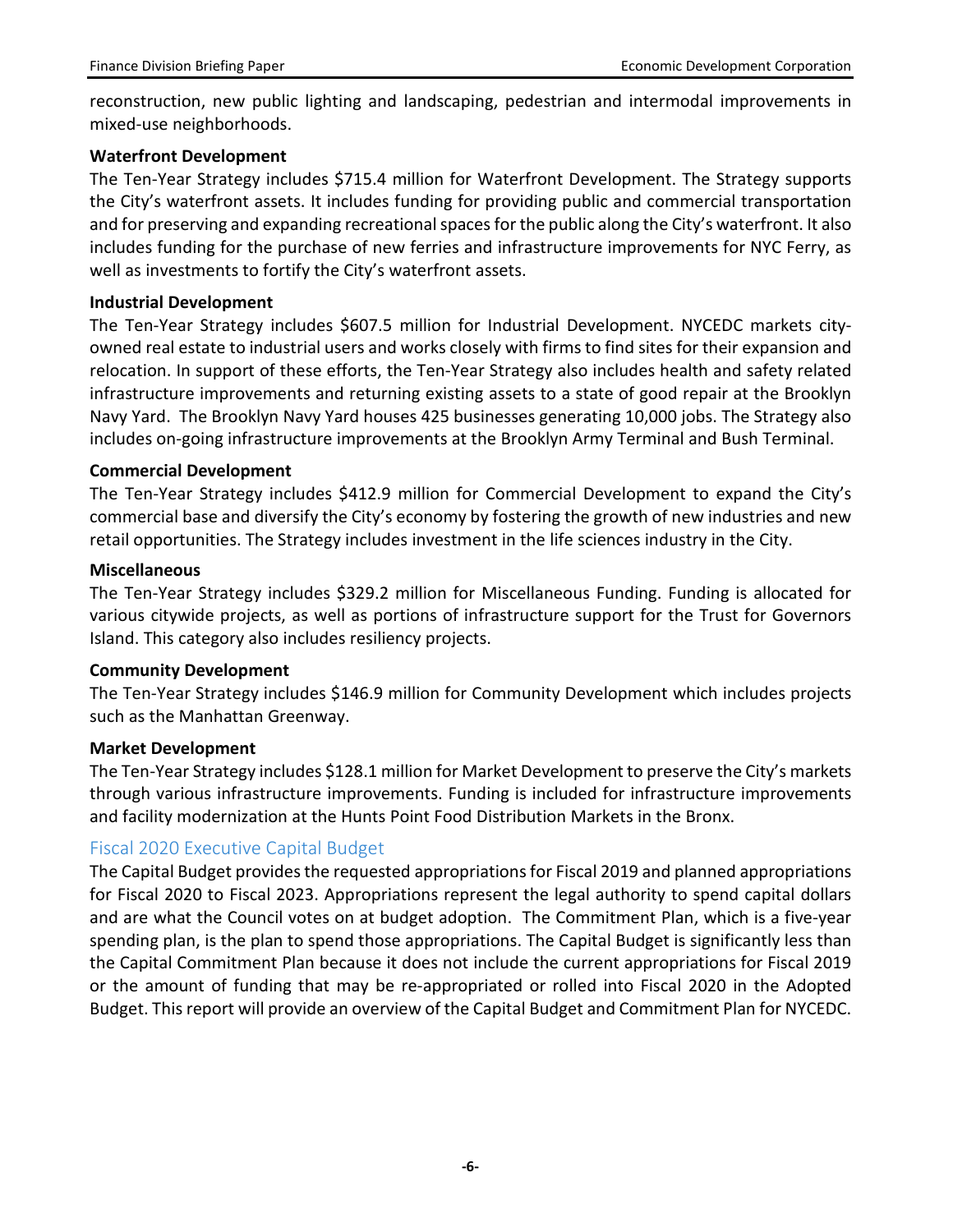reconstruction, new public lighting and landscaping, pedestrian and intermodal improvements in mixed-use neighborhoods.

**Waterfront Development**

The Ten-Year Strategy includes $715.4 million for Waterfront Development. The Strategy supports the City's waterfront assets. It includes funding for providing public and commercial transportation and for preserving and expanding recreational spaces for the public along the City's waterfront. It also includes funding for the purchase of new ferries and infrastructure improvements for NYC Ferry, as well as investments to fortify the City's waterfront assets.

**Industrial Development**

The Ten-Year Strategy includes $607.5 million for Industrial Development. NYCEDC markets city-owned real estate to industrial users and works closely with firms to find sites for their expansion and relocation. In support of these efforts, the Ten-Year Strategy also includes health and safety related infrastructure improvements and returning existing assets to a state of good repair at the Brooklyn Navy Yard. The Brooklyn Navy Yard houses 425 businesses generating 10,000 jobs. The Strategy also includes on-going infrastructure improvements at the Brooklyn Army Terminal and Bush Terminal.

**Commercial Development**

The Ten-Year Strategy includes $412.9 million for Commercial Development to expand the City's commercial base and diversify the City's economy by fostering the growth of new industries and new retail opportunities. The Strategy includes investment in the life sciences industry in the City.

**Miscellaneous**

The Ten-Year Strategy includes $329.2 million for Miscellaneous Funding. Funding is allocated for various citywide projects, as well as portions of infrastructure support for the Trust for Governors Island. This category also includes resiliency projects.

**Community Development**

The Ten-Year Strategy includes $146.9 million for Community Development which includes projects such as the Manhattan Greenway.

**Market Development**

The Ten-Year Strategy includes $128.1 million for Market Development to preserve the City's markets through various infrastructure improvements. Funding is included for infrastructure improvements and facility modernization at the Hunts Point Food Distribution Markets in the Bronx.

## Fiscal 2020 Executive Capital Budget

The Capital Budget provides the requested appropriations for Fiscal 2019 and planned appropriations for Fiscal 2020 to Fiscal 2023. Appropriations represent the legal authority to spend capital dollars and are what the Council votes on at budget adoption. The Commitment Plan, which is a five-year spending plan, is the plan to spend those appropriations. The Capital Budget is significantly less than the Capital Commitment Plan because it does not include the current appropriations for Fiscal 2019 or the amount of funding that may be re-appropriated or rolled into Fiscal 2020 in the Adopted Budget. This report will provide an overview of the Capital Budget and Commitment Plan for NYCEDC.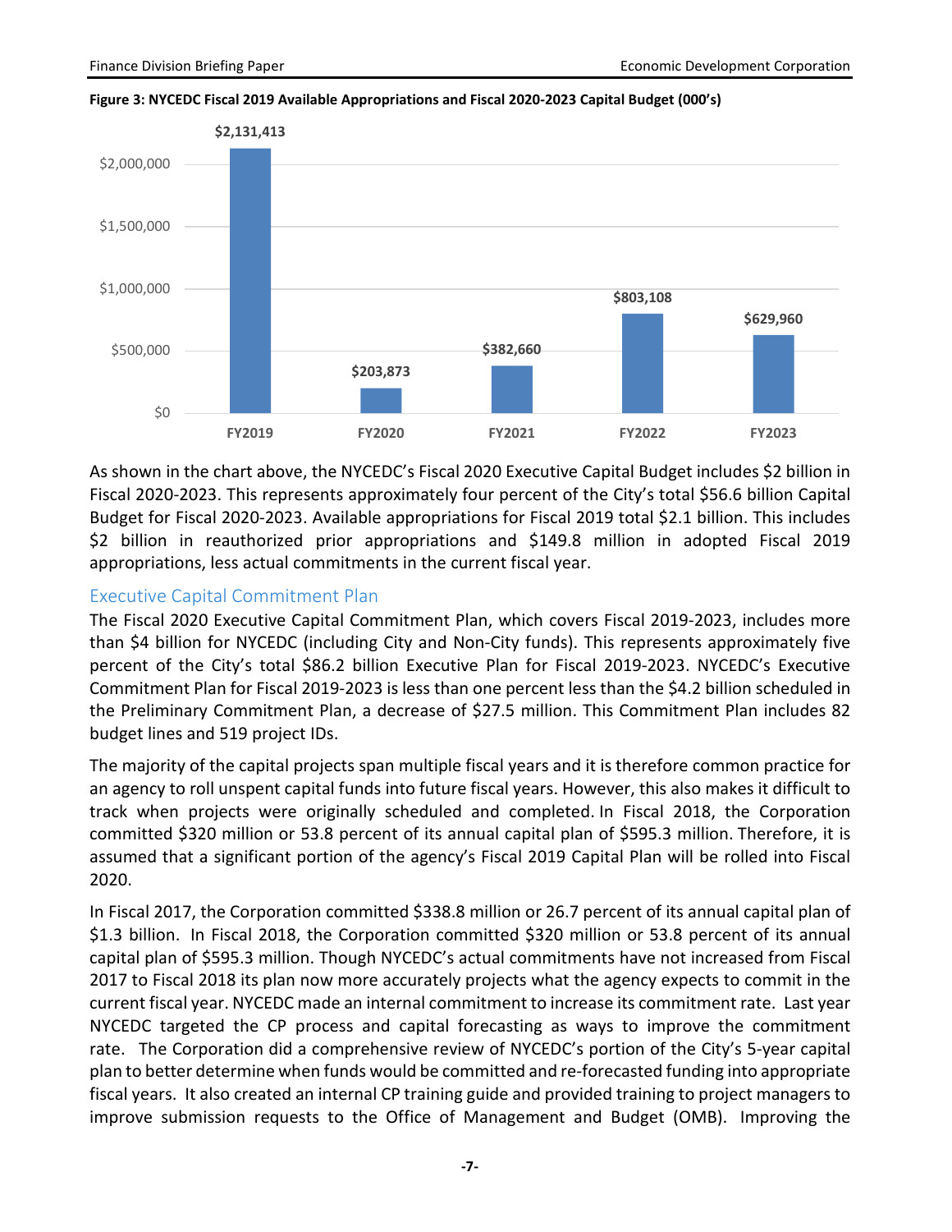**Figure 3: NYCEDC Fiscal 2019 Available Appropriations and Fiscal 2020-2023 Capital Budget (000's)**

| Fiscal Year | Amount |
|---|---|
| FY2019 | $2,131,413 |
| FY2020 | $203,873 |
| FY2021 | $382,660 |
| FY2022 | $803,108 |
| FY2023 | $629,960 |

As shown in the chart above, the NYCEDC's Fiscal 2020 Executive Capital Budget includes $2 billion in Fiscal 2020-2023. This represents approximately four percent of the City's total $56.6 billion Capital Budget for Fiscal 2020-2023. Available appropriations for Fiscal 2019 total $2.1 billion. This includes $2 billion in reauthorized prior appropriations and $149.8 million in adopted Fiscal 2019 appropriations, less actual commitments in the current fiscal year.

## Executive Capital Commitment Plan

The Fiscal 2020 Executive Capital Commitment Plan, which covers Fiscal 2019-2023, includes more than $4 billion for NYCEDC (including City and Non-City funds). This represents approximately five percent of the City's total $86.2 billion Executive Plan for Fiscal 2019-2023. NYCEDC's Executive Commitment Plan for Fiscal 2019-2023 is less than one percent less than the $4.2 billion scheduled in the Preliminary Commitment Plan, a decrease of $27.5 million. This Commitment Plan includes 82 budget lines and 519 project IDs.

The majority of the capital projects span multiple fiscal years and it is therefore common practice for an agency to roll unspent capital funds into future fiscal years. However, this also makes it difficult to track when projects were originally scheduled and completed. In Fiscal 2018, the Corporation committed $320 million or 53.8 percent of its annual capital plan of $595.3 million. Therefore, it is assumed that a significant portion of the agency's Fiscal 2019 Capital Plan will be rolled into Fiscal 2020.

In Fiscal 2017, the Corporation committed $338.8 million or 26.7 percent of its annual capital plan of $1.3 billion. In Fiscal 2018, the Corporation committed $320 million or 53.8 percent of its annual capital plan of $595.3 million. Though NYCEDC's actual commitments have not increased from Fiscal 2017 to Fiscal 2018 its plan now more accurately projects what the agency expects to commit in the current fiscal year. NYCEDC made an internal commitment to increase its commitment rate. Last year NYCEDC targeted the CP process and capital forecasting as ways to improve the commitment rate. The Corporation did a comprehensive review of NYCEDC's portion of the City's 5-year capital plan to better determine when funds would be committed and re-forecasted funding into appropriate fiscal years. It also created an internal CP training guide and provided training to project managers to improve submission requests to the Office of Management and Budget (OMB). Improving the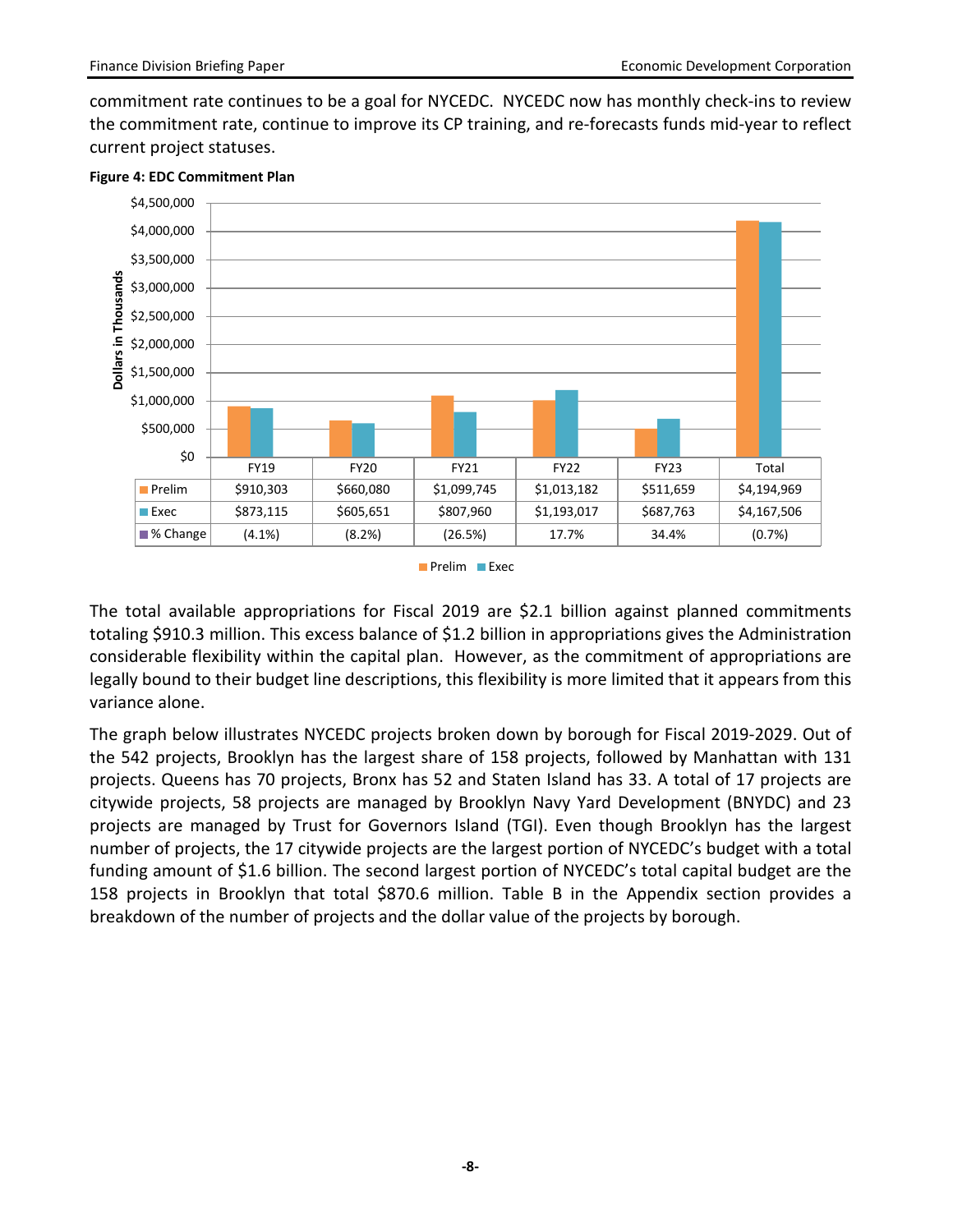commitment rate continues to be a goal for NYCEDC. NYCEDC now has monthly check-ins to review the commitment rate, continue to improve its CP training, and re-forecasts funds mid-year to reflect current project statuses.

**Figure 4: EDC Commitment Plan**

*Dollars in Thousands*

| | FY19 | FY20 | FY21 | FY22 | FY23 | Total |
|---|---|---|---|---|---|---|
| Prelim | $910,303 | $660,080 | $1,099,745 | $1,013,182 | $511,659 | $4,194,969 |
| Exec | $873,115 | $605,651 | $807,960 | $1,193,017 | $687,763 | $4,167,506 |
| % Change | (4.1%) | (8.2%) | (26.5%) | 17.7% | 34.4% | (0.7%) |

The total available appropriations for Fiscal 2019 are $2.1 billion against planned commitments totaling $910.3 million. This excess balance of $1.2 billion in appropriations gives the Administration considerable flexibility within the capital plan. However, as the commitment of appropriations are legally bound to their budget line descriptions, this flexibility is more limited that it appears from this variance alone.

The graph below illustrates NYCEDC projects broken down by borough for Fiscal 2019-2029. Out of the 542 projects, Brooklyn has the largest share of 158 projects, followed by Manhattan with 131 projects. Queens has 70 projects, Bronx has 52 and Staten Island has 33. A total of 17 projects are citywide projects, 58 projects are managed by Brooklyn Navy Yard Development (BNYDC) and 23 projects are managed by Trust for Governors Island (TGI). Even though Brooklyn has the largest number of projects, the 17 citywide projects are the largest portion of NYCEDC's budget with a total funding amount of $1.6 billion. The second largest portion of NYCEDC's total capital budget are the 158 projects in Brooklyn that total $870.6 million. Table B in the Appendix section provides a breakdown of the number of projects and the dollar value of the projects by borough.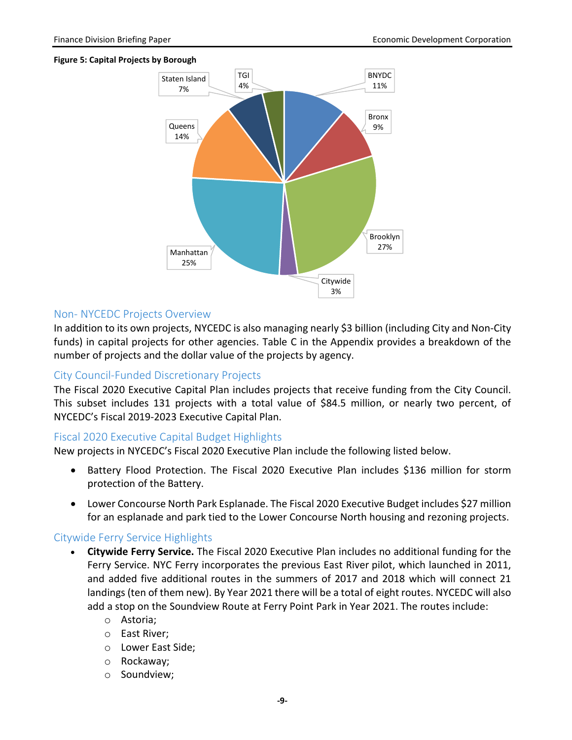**Figure 5: Capital Projects by Borough**

| Category | Share |
|---|---|
| BNYDC | 11% |
| Bronx | 9% |
| Brooklyn | 27% |
| Citywide | 3% |
| Manhattan | 25% |
| Queens | 14% |
| Staten Island | 7% |
| TGI | 4% |

## Non- NYCEDC Projects Overview

In addition to its own projects, NYCEDC is also managing nearly $3 billion (including City and Non-City funds) in capital projects for other agencies. Table C in the Appendix provides a breakdown of the number of projects and the dollar value of the projects by agency.

## City Council-Funded Discretionary Projects

The Fiscal 2020 Executive Capital Plan includes projects that receive funding from the City Council. This subset includes 131 projects with a total value of $84.5 million, or nearly two percent, of NYCEDC's Fiscal 2019-2023 Executive Capital Plan.

## Fiscal 2020 Executive Capital Budget Highlights

New projects in NYCEDC's Fiscal 2020 Executive Plan include the following listed below.

- Battery Flood Protection. The Fiscal 2020 Executive Plan includes $136 million for storm protection of the Battery.
- Lower Concourse North Park Esplanade. The Fiscal 2020 Executive Budget includes $27 million for an esplanade and park tied to the Lower Concourse North housing and rezoning projects.

## Citywide Ferry Service Highlights

- **Citywide Ferry Service.** The Fiscal 2020 Executive Plan includes no additional funding for the Ferry Service. NYC Ferry incorporates the previous East River pilot, which launched in 2011, and added five additional routes in the summers of 2017 and 2018 which will connect 21 landings (ten of them new). By Year 2021 there will be a total of eight routes. NYCEDC will also add a stop on the Soundview Route at Ferry Point Park in Year 2021. The routes include:
  - Astoria;
  - East River;
  - Lower East Side;
  - Rockaway;
  - Soundview;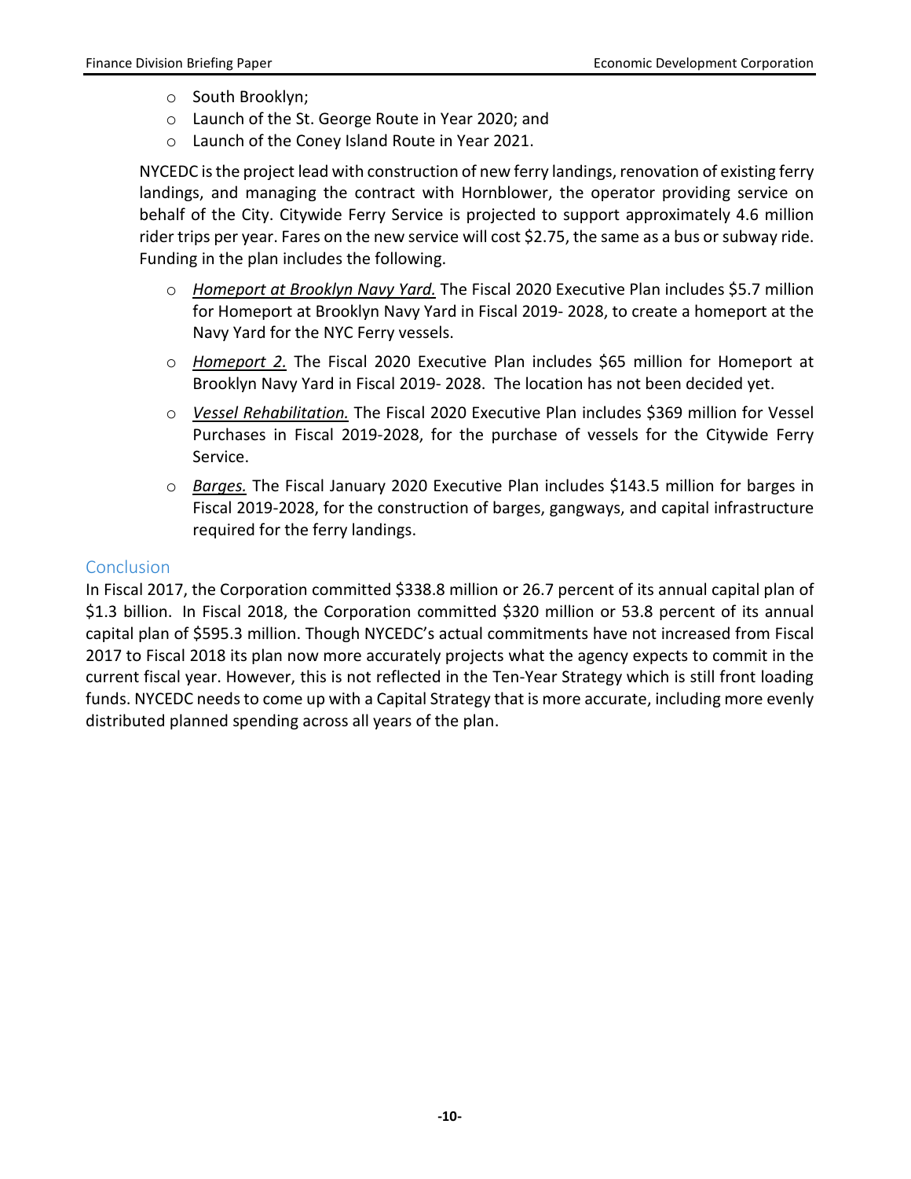- South Brooklyn;
- Launch of the St. George Route in Year 2020; and
- Launch of the Coney Island Route in Year 2021.

NYCEDC is the project lead with construction of new ferry landings, renovation of existing ferry landings, and managing the contract with Hornblower, the operator providing service on behalf of the City. Citywide Ferry Service is projected to support approximately 4.6 million rider trips per year. Fares on the new service will cost $2.75, the same as a bus or subway ride. Funding in the plan includes the following.

- ***Homeport at Brooklyn Navy Yard.*** The Fiscal 2020 Executive Plan includes $5.7 million for Homeport at Brooklyn Navy Yard in Fiscal 2019- 2028, to create a homeport at the Navy Yard for the NYC Ferry vessels.
- *Homeport 2.* The Fiscal 2020 Executive Plan includes $65 million for Homeport at Brooklyn Navy Yard in Fiscal 2019- 2028. The location has not been decided yet.
- *Vessel Rehabilitation.* The Fiscal 2020 Executive Plan includes $369 million for Vessel Purchases in Fiscal 2019-2028, for the purchase of vessels for the Citywide Ferry Service.
- *Barges.* The Fiscal January 2020 Executive Plan includes $143.5 million for barges in Fiscal 2019-2028, for the construction of barges, gangways, and capital infrastructure required for the ferry landings.

## Conclusion

In Fiscal 2017, the Corporation committed $338.8 million or 26.7 percent of its annual capital plan of $1.3 billion. In Fiscal 2018, the Corporation committed $320 million or 53.8 percent of its annual capital plan of $595.3 million. Though NYCEDC's actual commitments have not increased from Fiscal 2017 to Fiscal 2018 its plan now more accurately projects what the agency expects to commit in the current fiscal year. However, this is not reflected in the Ten-Year Strategy which is still front loading funds. NYCEDC needs to come up with a Capital Strategy that is more accurate, including more evenly distributed planned spending across all years of the plan.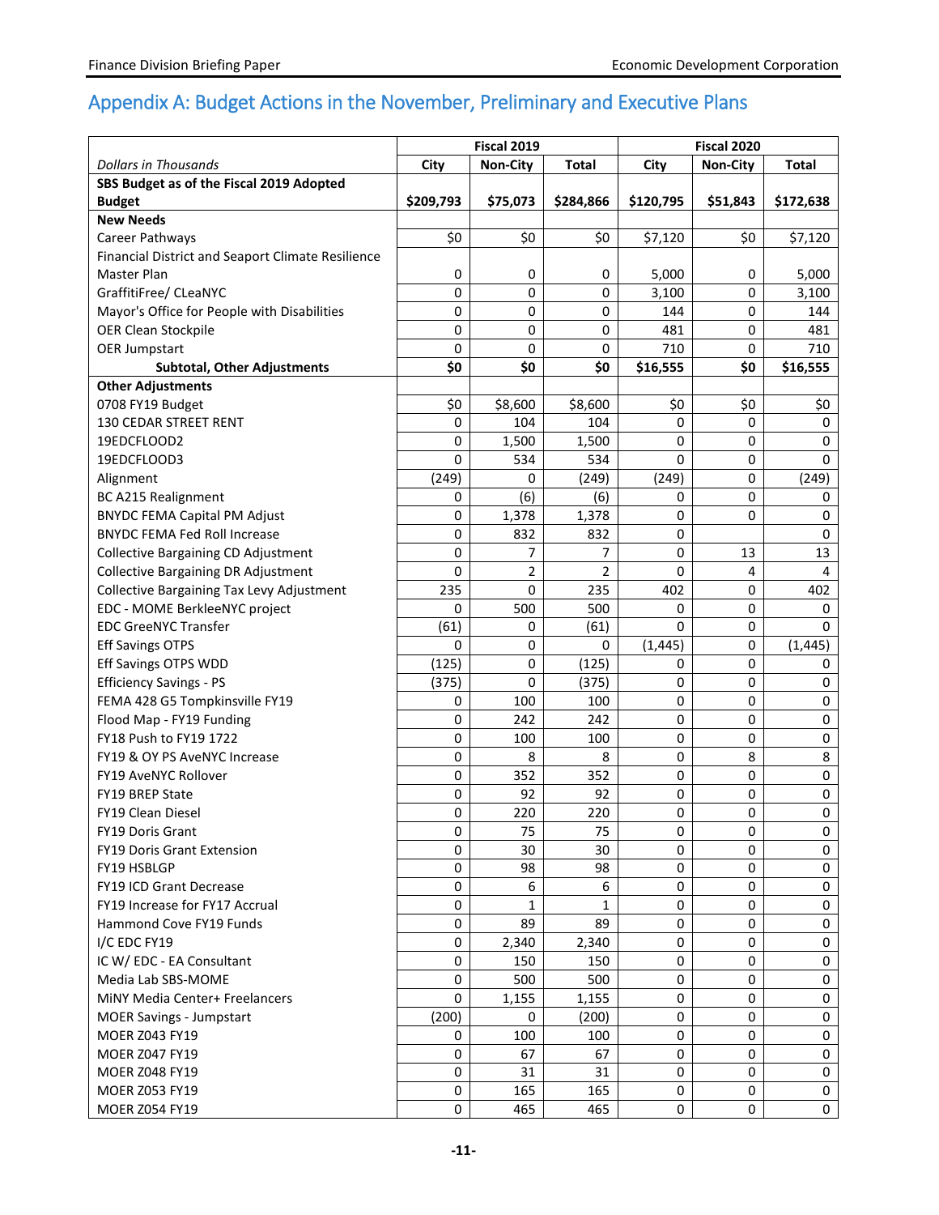## Appendix A: Budget Actions in the November, Preliminary and Executive Plans

| | Fiscal 2019 | | | Fiscal 2020 | | |
|---|---|---|---|---|---|---|
| *Dollars in Thousands* | City | Non-City | Total | City | Non-City | Total |
| **SBS Budget as of the Fiscal 2019 Adopted Budget** | **$209,793** | **$75,073** | **$284,866** | **$120,795** | **$51,843** | **$172,638** |
| **New Needs** | | | | | | |
| Career Pathways | $0 | $0 | $0 | $7,120 | $0 | $7,120 |
| Financial District and Seaport Climate Resilience Master Plan | 0 | 0 | 0 | 5,000 | 0 | 5,000 |
| GraffitiFree/ CLeaNYC | 0 | 0 | 0 | 3,100 | 0 | 3,100 |
| Mayor's Office for People with Disabilities | 0 | 0 | 0 | 144 | 0 | 144 |
| OER Clean Stockpile | 0 | 0 | 0 | 481 | 0 | 481 |
| OER Jumpstart | 0 | 0 | 0 | 710 | 0 | 710 |
| **Subtotal, Other Adjustments** | **$0** | **$0** | **$0** | **$16,555** | **$0** | **$16,555** |
| **Other Adjustments** | | | | | | |
| 0708 FY19 Budget | $0 | $8,600 | $8,600 | $0 | $0 | $0 |
| 130 CEDAR STREET RENT | 0 | 104 | 104 | 0 | 0 | 0 |
| 19EDCFLOOD2 | 0 | 1,500 | 1,500 | 0 | 0 | 0 |
| 19EDCFLOOD3 | 0 | 534 | 534 | 0 | 0 | 0 |
| Alignment | (249) | 0 | (249) | (249) | 0 | (249) |
| BC A215 Realignment | 0 | (6) | (6) | 0 | 0 | 0 |
| BNYDC FEMA Capital PM Adjust | 0 | 1,378 | 1,378 | 0 | 0 | 0 |
| BNYDC FEMA Fed Roll Increase | 0 | 832 | 832 | 0 | | 0 |
| Collective Bargaining CD Adjustment | 0 | 7 | 7 | 0 | 13 | 13 |
| Collective Bargaining DR Adjustment | 0 | 2 | 2 | 0 | 4 | 4 |
| Collective Bargaining Tax Levy Adjustment | 235 | 0 | 235 | 402 | 0 | 402 |
| EDC - MOME BerkleeNYC project | 0 | 500 | 500 | 0 | 0 | 0 |
| EDC GreeNYC Transfer | (61) | 0 | (61) | 0 | 0 | 0 |
| Eff Savings OTPS | 0 | 0 | 0 | (1,445) | 0 | (1,445) |
| Eff Savings OTPS WDD | (125) | 0 | (125) | 0 | 0 | 0 |
| Efficiency Savings - PS | (375) | 0 | (375) | 0 | 0 | 0 |
| FEMA 428 G5 Tompkinsville FY19 | 0 | 100 | 100 | 0 | 0 | 0 |
| Flood Map - FY19 Funding | 0 | 242 | 242 | 0 | 0 | 0 |
| FY18 Push to FY19 1722 | 0 | 100 | 100 | 0 | 0 | 0 |
| FY19 & OY PS AveNYC Increase | 0 | 8 | 8 | 0 | 8 | 8 |
| FY19 AveNYC Rollover | 0 | 352 | 352 | 0 | 0 | 0 |
| FY19 BREP State | 0 | 92 | 92 | 0 | 0 | 0 |
| FY19 Clean Diesel | 0 | 220 | 220 | 0 | 0 | 0 |
| FY19 Doris Grant | 0 | 75 | 75 | 0 | 0 | 0 |
| FY19 Doris Grant Extension | 0 | 30 | 30 | 0 | 0 | 0 |
| FY19 HSBLGP | 0 | 98 | 98 | 0 | 0 | 0 |
| FY19 ICD Grant Decrease | 0 | 6 | 6 | 0 | 0 | 0 |
| FY19 Increase for FY17 Accrual | 0 | 1 | 1 | 0 | 0 | 0 |
| Hammond Cove FY19 Funds | 0 | 89 | 89 | 0 | 0 | 0 |
| I/C EDC FY19 | 0 | 2,340 | 2,340 | 0 | 0 | 0 |
| IC W/ EDC - EA Consultant | 0 | 150 | 150 | 0 | 0 | 0 |
| Media Lab SBS-MOME | 0 | 500 | 500 | 0 | 0 | 0 |
| MiNY Media Center+ Freelancers | 0 | 1,155 | 1,155 | 0 | 0 | 0 |
| MOER Savings - Jumpstart | (200) | 0 | (200) | 0 | 0 | 0 |
| MOER Z043 FY19 | 0 | 100 | 100 | 0 | 0 | 0 |
| MOER Z047 FY19 | 0 | 67 | 67 | 0 | 0 | 0 |
| MOER Z048 FY19 | 0 | 31 | 31 | 0 | 0 | 0 |
| MOER Z053 FY19 | 0 | 165 | 165 | 0 | 0 | 0 |
| MOER Z054 FY19 | 0 | 465 | 465 | 0 | 0 | 0 |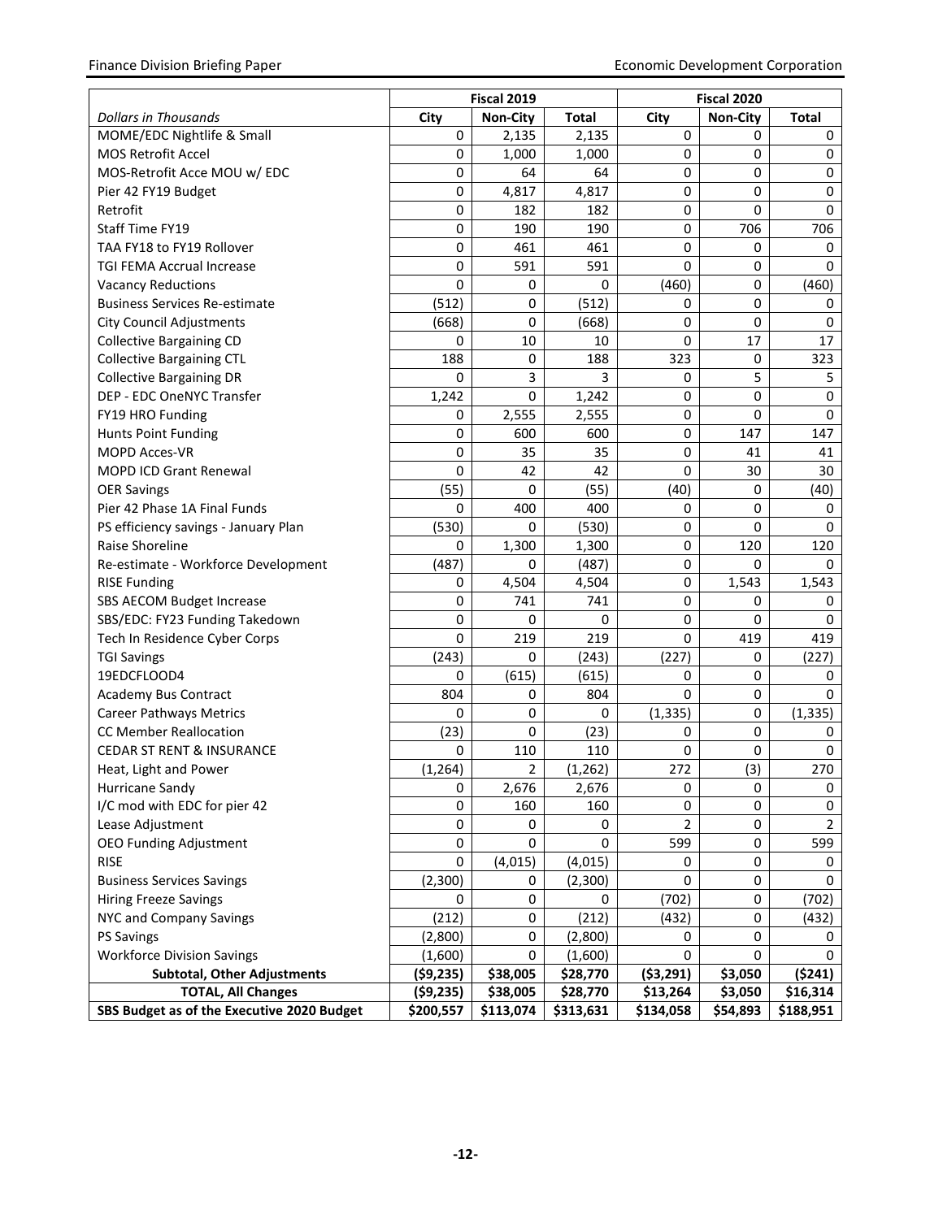| | Fiscal 2019 | | | Fiscal 2020 | | |
|---|---|---|---|---|---|---|
| *Dollars in Thousands* | **City** | **Non-City** | **Total** | **City** | **Non-City** | **Total** |
| MOME/EDC Nightlife & Small | 0 | 2,135 | 2,135 | 0 | 0 | 0 |
| MOS Retrofit Accel | 0 | 1,000 | 1,000 | 0 | 0 | 0 |
| MOS-Retrofit Acce MOU w/ EDC | 0 | 64 | 64 | 0 | 0 | 0 |
| Pier 42 FY19 Budget | 0 | 4,817 | 4,817 | 0 | 0 | 0 |
| Retrofit | 0 | 182 | 182 | 0 | 0 | 0 |
| Staff Time FY19 | 0 | 190 | 190 | 0 | 706 | 706 |
| TAA FY18 to FY19 Rollover | 0 | 461 | 461 | 0 | 0 | 0 |
| TGI FEMA Accrual Increase | 0 | 591 | 591 | 0 | 0 | 0 |
| Vacancy Reductions | 0 | 0 | 0 | (460) | 0 | (460) |
| Business Services Re-estimate | (512) | 0 | (512) | 0 | 0 | 0 |
| City Council Adjustments | (668) | 0 | (668) | 0 | 0 | 0 |
| Collective Bargaining CD | 0 | 10 | 10 | 0 | 17 | 17 |
| Collective Bargaining CTL | 188 | 0 | 188 | 323 | 0 | 323 |
| Collective Bargaining DR | 0 | 3 | 3 | 0 | 5 | 5 |
| DEP - EDC OneNYC Transfer | 1,242 | 0 | 1,242 | 0 | 0 | 0 |
| FY19 HRO Funding | 0 | 2,555 | 2,555 | 0 | 0 | 0 |
| Hunts Point Funding | 0 | 600 | 600 | 0 | 147 | 147 |
| MOPD Acces-VR | 0 | 35 | 35 | 0 | 41 | 41 |
| MOPD ICD Grant Renewal | 0 | 42 | 42 | 0 | 30 | 30 |
| OER Savings | (55) | 0 | (55) | (40) | 0 | (40) |
| Pier 42 Phase 1A Final Funds | 0 | 400 | 400 | 0 | 0 | 0 |
| PS efficiency savings - January Plan | (530) | 0 | (530) | 0 | 0 | 0 |
| Raise Shoreline | 0 | 1,300 | 1,300 | 0 | 120 | 120 |
| Re-estimate - Workforce Development | (487) | 0 | (487) | 0 | 0 | 0 |
| RISE Funding | 0 | 4,504 | 4,504 | 0 | 1,543 | 1,543 |
| SBS AECOM Budget Increase | 0 | 741 | 741 | 0 | 0 | 0 |
| SBS/EDC: FY23 Funding Takedown | 0 | 0 | 0 | 0 | 0 | 0 |
| Tech In Residence Cyber Corps | 0 | 219 | 219 | 0 | 419 | 419 |
| TGI Savings | (243) | 0 | (243) | (227) | 0 | (227) |
| 19EDCFLOOD4 | 0 | (615) | (615) | 0 | 0 | 0 |
| Academy Bus Contract | 804 | 0 | 804 | 0 | 0 | 0 |
| Career Pathways Metrics | 0 | 0 | 0 | (1,335) | 0 | (1,335) |
| CC Member Reallocation | (23) | 0 | (23) | 0 | 0 | 0 |
| CEDAR ST RENT & INSURANCE | 0 | 110 | 110 | 0 | 0 | 0 |
| Heat, Light and Power | (1,264) | 2 | (1,262) | 272 | (3) | 270 |
| Hurricane Sandy | 0 | 2,676 | 2,676 | 0 | 0 | 0 |
| I/C mod with EDC for pier 42 | 0 | 160 | 160 | 0 | 0 | 0 |
| Lease Adjustment | 0 | 0 | 0 | 2 | 0 | 2 |
| OEO Funding Adjustment | 0 | 0 | 0 | 599 | 0 | 599 |
| RISE | 0 | (4,015) | (4,015) | 0 | 0 | 0 |
| Business Services Savings | (2,300) | 0 | (2,300) | 0 | 0 | 0 |
| Hiring Freeze Savings | 0 | 0 | 0 | (702) | 0 | (702) |
| NYC and Company Savings | (212) | 0 | (212) | (432) | 0 | (432) |
| PS Savings | (2,800) | 0 | (2,800) | 0 | 0 | 0 |
| Workforce Division Savings | (1,600) | 0 | (1,600) | 0 | 0 | 0 |
| **Subtotal, Other Adjustments** | **($9,235)** | **$38,005** | **$28,770** | **($3,291)** | **$3,050** | **($241)** |
| **TOTAL, All Changes** | **($9,235)** | **$38,005** | **$28,770** | **$13,264** | **$3,050** | **$16,314** |
| **SBS Budget as of the Executive 2020 Budget** | **$200,557** | **$113,074** | **$313,631** | **$134,058** | **$54,893** | **$188,951** |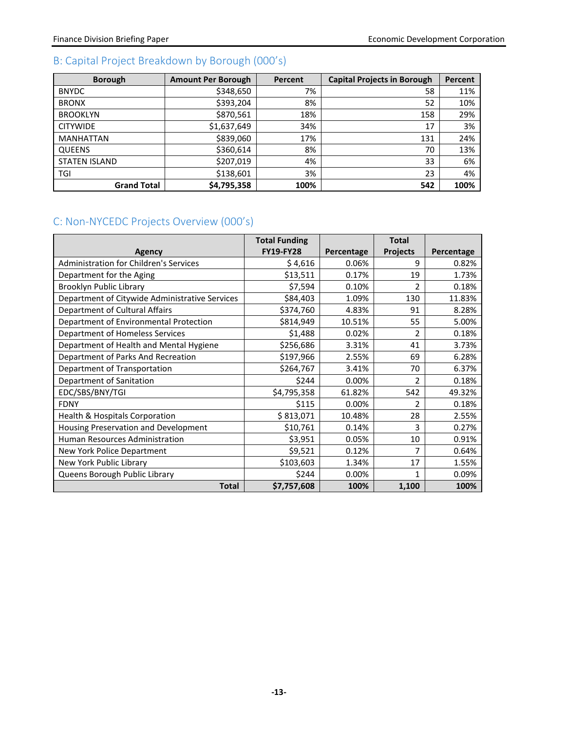## B: Capital Project Breakdown by Borough (000's)

| Borough | Amount Per Borough | Percent | Capital Projects in Borough | Percent |
|---|---|---|---|---|
| BNYDC | $348,650 | 7% | 58 | 11% |
| BRONX | $393,204 | 8% | 52 | 10% |
| BROOKLYN | $870,561 | 18% | 158 | 29% |
| CITYWIDE | $1,637,649 | 34% | 17 | 3% |
| MANHATTAN | $839,060 | 17% | 131 | 24% |
| QUEENS | $360,614 | 8% | 70 | 13% |
| STATEN ISLAND | $207,019 | 4% | 33 | 6% |
| TGI | $138,601 | 3% | 23 | 4% |
| **Grand Total** | **$4,795,358** | **100%** | **542** | **100%** |

## C: Non-NYCEDC Projects Overview (000's)

| Agency | Total Funding FY19-FY28 | Percentage | Total Projects | Percentage |
|---|---|---|---|---|
| Administration for Children's Services | $ 4,616 | 0.06% | 9 | 0.82% |
| Department for the Aging | $13,511 | 0.17% | 19 | 1.73% |
| Brooklyn Public Library | $7,594 | 0.10% | 2 | 0.18% |
| Department of Citywide Administrative Services | $84,403 | 1.09% | 130 | 11.83% |
| Department of Cultural Affairs | $374,760 | 4.83% | 91 | 8.28% |
| Department of Environmental Protection | $814,949 | 10.51% | 55 | 5.00% |
| Department of Homeless Services | $1,488 | 0.02% | 2 | 0.18% |
| Department of Health and Mental Hygiene | $256,686 | 3.31% | 41 | 3.73% |
| Department of Parks And Recreation | $197,966 | 2.55% | 69 | 6.28% |
| Department of Transportation | $264,767 | 3.41% | 70 | 6.37% |
| Department of Sanitation | $244 | 0.00% | 2 | 0.18% |
| EDC/SBS/BNY/TGI | $4,795,358 | 61.82% | 542 | 49.32% |
| FDNY | $115 | 0.00% | 2 | 0.18% |
| Health & Hospitals Corporation | $ 813,071 | 10.48% | 28 | 2.55% |
| Housing Preservation and Development | $10,761 | 0.14% | 3 | 0.27% |
| Human Resources Administration | $3,951 | 0.05% | 10 | 0.91% |
| New York Police Department | $9,521 | 0.12% | 7 | 0.64% |
| New York Public Library | $103,603 | 1.34% | 17 | 1.55% |
| Queens Borough Public Library | $244 | 0.00% | 1 | 0.09% |
| **Total** | **$7,757,608** | **100%** | **1,100** | **100%** |